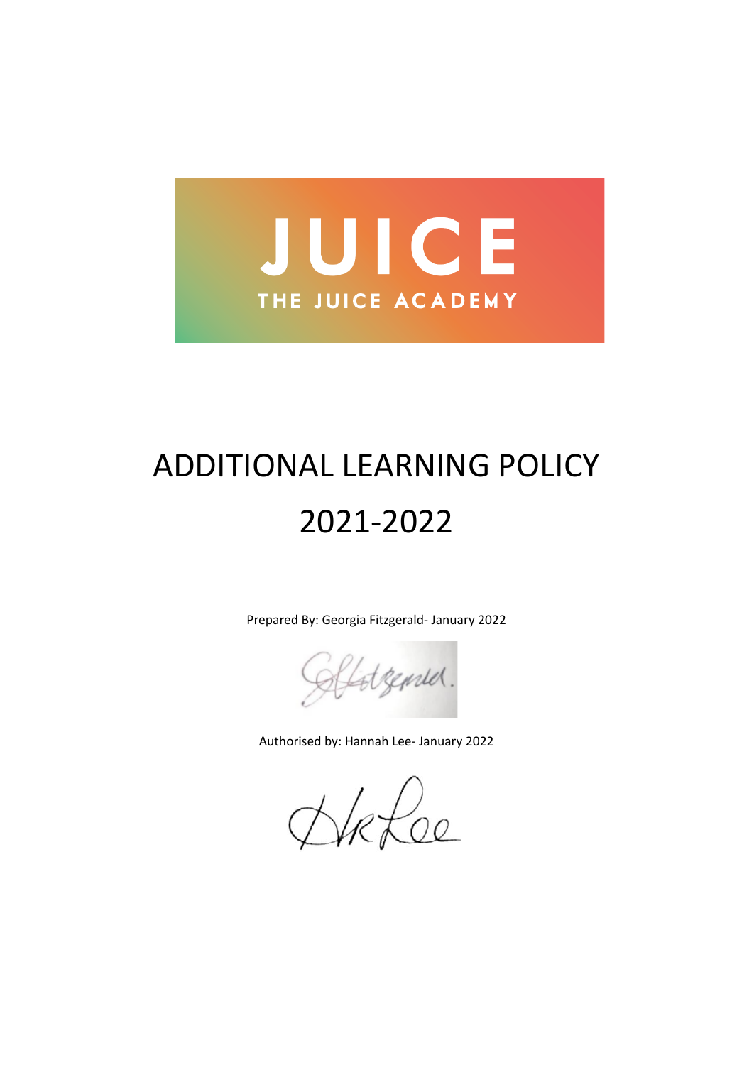JUICE

THE JUICE ACADEMY

# ADDITIONAL LEARNING POLICY

# 2021-2022

Prepared By: Georgia Fitzgerald- January 2022

Authorised by: Hannah Lee- January 2022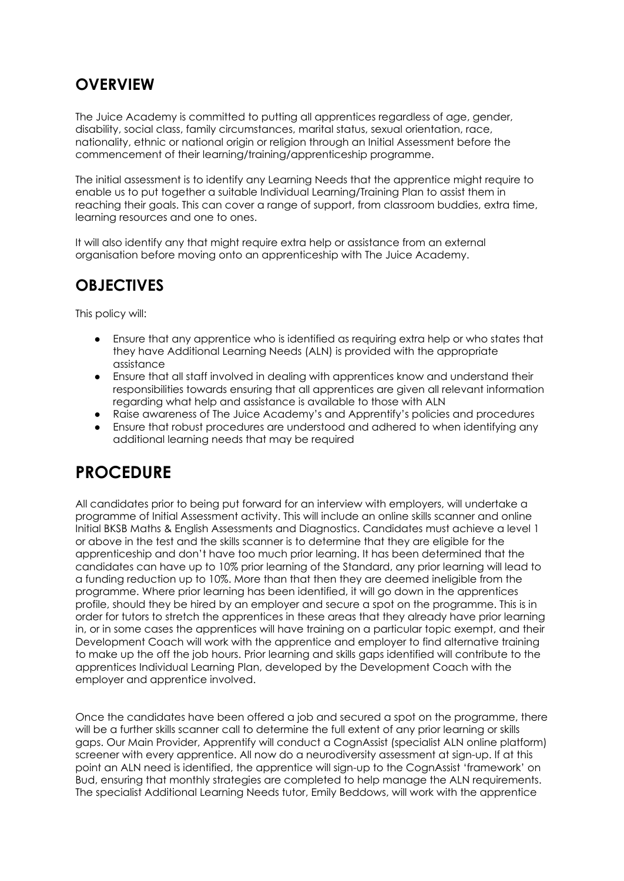## OVERVIEW

The Juice Academy is committed to putting all apprentices regardless of age, gender, disability, social class, family circumstances, marital status, sexual orientation, race, nationality, ethnic or national origin or religion through an Initial Assessment before the commencement of their learning/training/apprenticeship programme.

The initial assessment is to identify any Learning Needs that the apprentice might require to enable us to put together a suitable Individual Learning/Training Plan to assist them in reaching their goals. This can cover a range of support, from classroom buddies, extra time, learning resources and one to ones.

It will also identify any that might require extra help or assistance from an external organisation before moving onto an apprenticeship with The Juice Academy.

## OBJECTIVES

This policy will:

- Ensure that any apprentice who is identified as requiring extra help or who states that they have Additional Learning Needs (ALN) is provided with the appropriate assistance
- Ensure that all staff involved in dealing with apprentices know and understand their responsibilities towards ensuring that all apprentices are given all relevant information regarding what help and assistance is available to those with ALN
- Raise awareness of The Juice Academy's and Apprentify's policies and procedures
- Ensure that robust procedures are understood and adhered to when identifying any additional learning needs that may be required

## PROCEDURE

All candidates prior to being put forward for an interview with employers, will undertake a programme of Initial Assessment activity. This will include an online skills scanner and online Initial BKSB Maths & English Assessments and Diagnostics. Candidates must achieve a level 1 or above in the test and the skills scanner is to determine that they are eligible for the apprenticeship and don't have too much prior learning. It has been determined that the candidates can have up to 10% prior learning of the Standard, any prior learning will lead to a funding reduction up to 10%. More than that then they are deemed ineligible from the programme. Where prior learning has been identified, it will go down in the apprentices profile, should they be hired by an employer and secure a spot on the programme. This is in order for tutors to stretch the apprentices in these areas that they already have prior learning in, or in some cases the apprentices will have training on a particular topic exempt, and their Development Coach will work with the apprentice and employer to find alternative training to make up the off the job hours. Prior learning and skills gaps identified will contribute to the apprentices Individual Learning Plan, developed by the Development Coach with the employer and apprentice involved.

Once the candidates have been offered a job and secured a spot on the programme, there will be a further skills scanner call to determine the full extent of any prior learning or skills gaps. Our Main Provider, Apprentify will conduct a CognAssist (specialist ALN online platform) screener with every apprentice. All now do a neurodiversity assessment at sign-up. If at this point an ALN need is identified, the apprentice will sign-up to the CognAssist 'framework' on Bud, ensuring that monthly strategies are completed to help manage the ALN requirements. The specialist Additional Learning Needs tutor, Emily Beddows, will work with the apprentice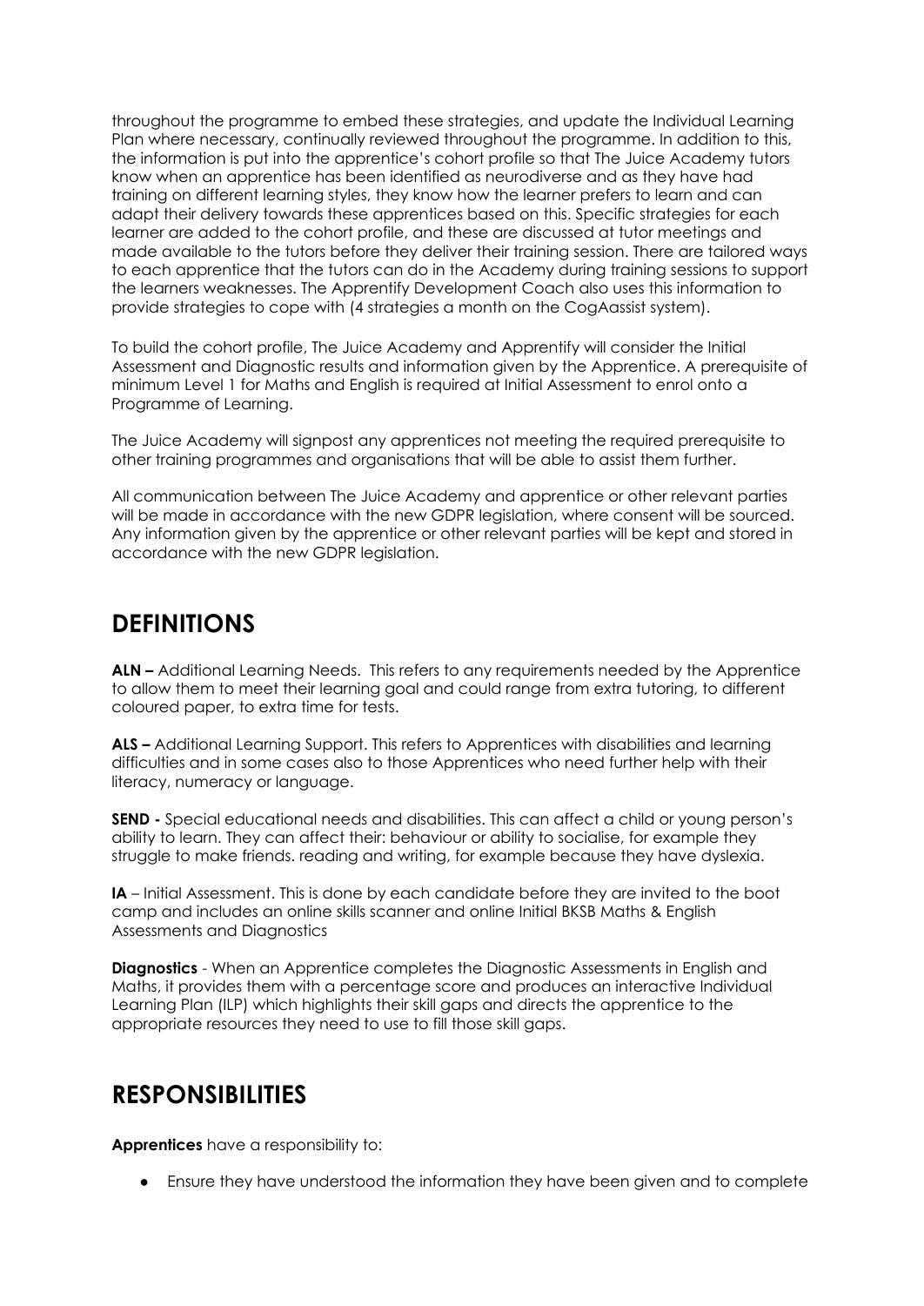throughout the programme to embed these strategies, and update the Individual Learning Plan where necessary, continually reviewed throughout the programme. In addition to this, the information is put into the apprentice's cohort profile so that The Juice Academy tutors know when an apprentice has been identified as neurodiverse and as they have had training on different learning styles, they know how the learner prefers to learn and can adapt their delivery towards these apprentices based on this. Specific strategies for each learner are added to the cohort profile, and these are discussed at tutor meetings and made available to the tutors before they deliver their training session. There are tailored ways to each apprentice that the tutors can do in the Academy during training sessions to support the learners weaknesses. The Apprentify Development Coach also uses this information to provide strategies to cope with (4 strategies a month on the CogAassist system).

To build the cohort profile, The Juice Academy and Apprentify will consider the Initial Assessment and Diagnostic results and information given by the Apprentice. A prerequisite of minimum Level 1 for Maths and English is required at Initial Assessment to enrol onto a Programme of Learning.

The Juice Academy will signpost any apprentices not meeting the required prerequisite to other training programmes and organisations that will be able to assist them further.

All communication between The Juice Academy and apprentice or other relevant parties will be made in accordance with the new GDPR legislation, where consent will be sourced. Any information given by the apprentice or other relevant parties will be kept and stored in accordance with the new GDPR legislation.

## DEFINITIONS

**ALN –** Additional Learning Needs. This refers to any requirements needed by the Apprentice to allow them to meet their learning goal and could range from extra tutoring, to different coloured paper, to extra time for tests.

**ALS –** Additional Learning Support. This refers to Apprentices with disabilities and learning difficulties and in some cases also to those Apprentices who need further help with their literacy, numeracy or language.

**SEND -** Special educational needs and disabilities. This can affect a child or young person's ability to learn. They can affect their: behaviour or ability to socialise, for example they struggle to make friends. reading and writing, for example because they have dyslexia.

**IA** – Initial Assessment. This is done by each candidate before they are invited to the boot camp and includes an online skills scanner and online Initial BKSB Maths & English Assessments and Diagnostics

**Diagnostics** - When an Apprentice completes the Diagnostic Assessments in English and Maths, it provides them with a percentage score and produces an interactive Individual Learning Plan (ILP) which highlights their skill gaps and directs the apprentice to the appropriate resources they need to use to fill those skill gaps.

## RESPONSIBILITIES

**Apprentices** have a responsibility to:

- Ensure they have understood the information they have been given and to complete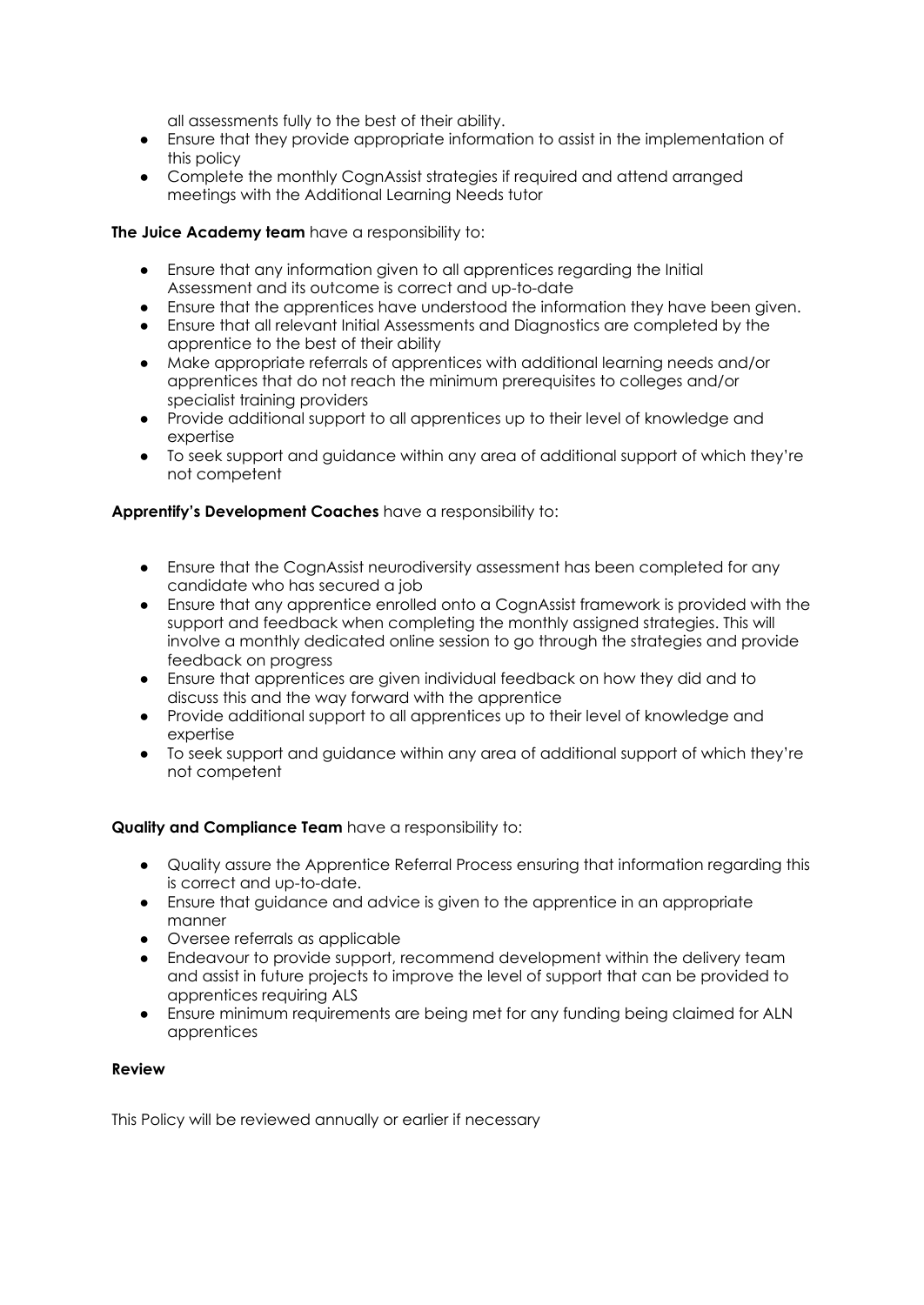all assessments fully to the best of their ability.

- Ensure that they provide appropriate information to assist in the implementation of this policy
- Complete the monthly CognAssist strategies if required and attend arranged meetings with the Additional Learning Needs tutor

**The Juice Academy team** have a responsibility to:

- Ensure that any information given to all apprentices regarding the Initial Assessment and its outcome is correct and up-to-date
- Ensure that the apprentices have understood the information they have been given.
- Ensure that all relevant Initial Assessments and Diagnostics are completed by the apprentice to the best of their ability
- Make appropriate referrals of apprentices with additional learning needs and/or apprentices that do not reach the minimum prerequisites to colleges and/or specialist training providers
- Provide additional support to all apprentices up to their level of knowledge and expertise
- To seek support and guidance within any area of additional support of which they're not competent

**Apprentify's Development Coaches** have a responsibility to:

- Ensure that the CognAssist neurodiversity assessment has been completed for any candidate who has secured a job
- Ensure that any apprentice enrolled onto a CognAssist framework is provided with the support and feedback when completing the monthly assigned strategies. This will involve a monthly dedicated online session to go through the strategies and provide feedback on progress
- Ensure that apprentices are given individual feedback on how they did and to discuss this and the way forward with the apprentice
- Provide additional support to all apprentices up to their level of knowledge and expertise
- To seek support and guidance within any area of additional support of which they're not competent

**Quality and Compliance Team** have a responsibility to:

- Quality assure the Apprentice Referral Process ensuring that information regarding this is correct and up-to-date.
- Ensure that guidance and advice is given to the apprentice in an appropriate manner
- Oversee referrals as applicable
- Endeavour to provide support, recommend development within the delivery team and assist in future projects to improve the level of support that can be provided to apprentices requiring ALS
- Ensure minimum requirements are being met for any funding being claimed for ALN apprentices

**Review**

This Policy will be reviewed annually or earlier if necessary